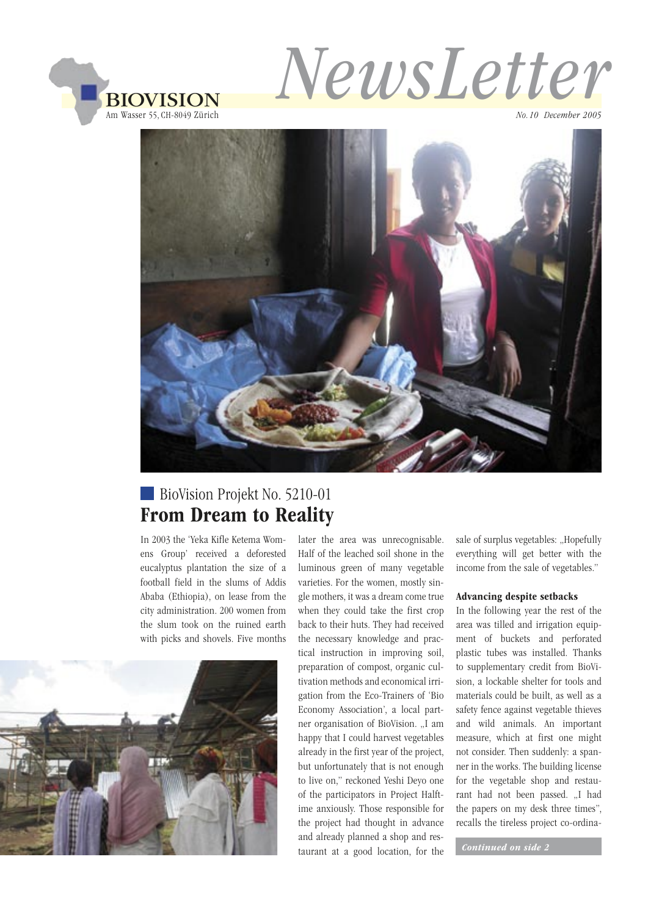BIOVISION
Am Wasser 55, CH-8049 Zürich

# NewsLetter

*No. 10 December 2005*

## BioVision Projekt No. 5210-01
# From Dream to Reality

In 2003 the 'Yeka Kifle Ketema Womens Group' received a deforested eucalyptus plantation the size of a football field in the slums of Addis Ababa (Ethiopia), on lease from the city administration. 200 women from the slum took on the ruined earth with picks and shovels. Five months later the area was unrecognisable. Half of the leached soil shone in the luminous green of many vegetable varieties. For the women, mostly single mothers, it was a dream come true when they could take the first crop back to their huts. They had received the necessary knowledge and practical instruction in improving soil, preparation of compost, organic cultivation methods and economical irrigation from the Eco-Trainers of 'Bio Economy Association', a local partner organisation of BioVision. „I am happy that I could harvest vegetables already in the first year of the project, but unfortunately that is not enough to live on," reckoned Yeshi Deyo one of the participators in Project Halftime anxiously. Those responsible for the project had thought in advance and already planned a shop and restaurant at a good location, for the sale of surplus vegetables: „Hopefully everything will get better with the income from the sale of vegetables."

### Advancing despite setbacks

In the following year the rest of the area was tilled and irrigation equipment of buckets and perforated plastic tubes was installed. Thanks to supplementary credit from BioVision, a lockable shelter for tools and materials could be built, as well as a safety fence against vegetable thieves and wild animals. An important measure, which at first one might not consider. Then suddenly: a spanner in the works. The building license for the vegetable shop and restaurant had not been passed. „I had the papers on my desk three times", recalls the tireless project co-ordina-

*Continued on side 2*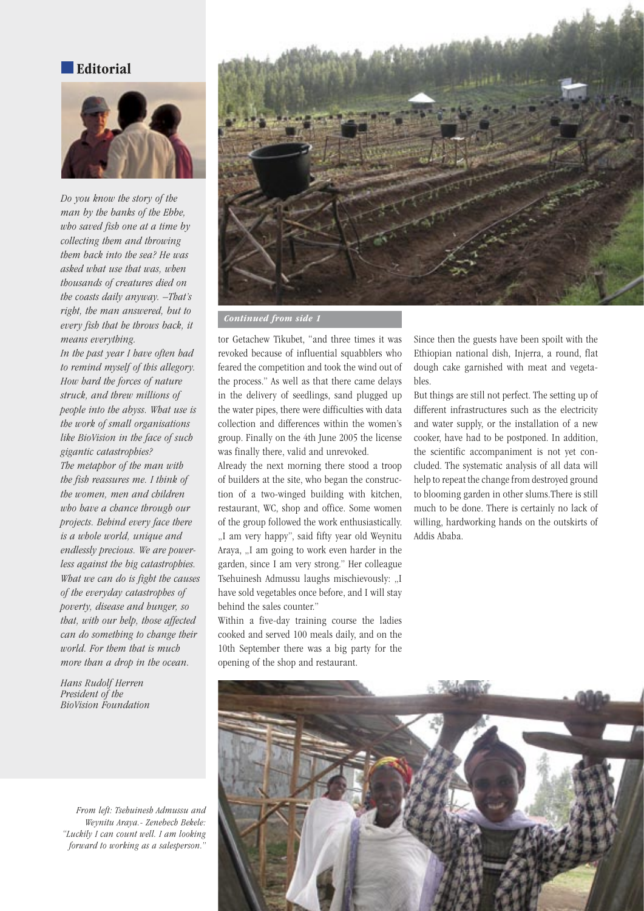## Editorial

*Do you know the story of the man by the banks of the Ebbe, who saved fish one at a time by collecting them and throwing them back into the sea? He was asked what use that was, when thousands of creatures died on the coasts daily anyway. –That's right, the man answered, but to every fish that he throws back, it means everything.*

*In the past year I have often had to remind myself of this allegory. How hard the forces of nature struck, and threw millions of people into the abyss. What use is the work of small organisations like BioVision in the face of such gigantic catastrophies?*

*The metaphor of the man with the fish reassures me. I think of the women, men and children who have a chance through our projects. Behind every face there is a whole world, unique and endlessly precious. We are powerless against the big catastrophies. What we can do is fight the causes of the everyday catastrophes of poverty, disease and hunger, so that, with our help, those affected can do something to change their world. For them that is much more than a drop in the ocean.*

*Hans Rudolf Herren*
*President of the*
*BioVision Foundation*

***Continued from side 1***

tor Getachew Tikubet, "and three times it was revoked because of influential squabblers who feared the competition and took the wind out of the process." As well as that there came delays in the delivery of seedlings, sand plugged up the water pipes, there were difficulties with data collection and differences within the women's group. Finally on the 4th June 2005 the license was finally there, valid and unrevoked.

Already the next morning there stood a troop of builders at the site, who began the construction of a two-winged building with kitchen, restaurant, WC, shop and office. Some women of the group followed the work enthusiastically. „I am very happy", said fifty year old Weynitu Araya, „I am going to work even harder in the garden, since I am very strong." Her colleague Tsehuinesh Admussu laughs mischievously: „I have sold vegetables once before, and I will stay behind the sales counter."

Within a five-day training course the ladies cooked and served 100 meals daily, and on the 10th September there was a big party for the opening of the shop and restaurant.

Since then the guests have been spoilt with the Ethiopian national dish, Injerra, a round, flat dough cake garnished with meat and vegetables.

But things are still not perfect. The setting up of different infrastructures such as the electricity and water supply, or the installation of a new cooker, have had to be postponed. In addition, the scientific accompaniment is not yet concluded. The systematic analysis of all data will help to repeat the change from destroyed ground to blooming garden in other slums.There is still much to be done. There is certainly no lack of willing, hardworking hands on the outskirts of Addis Ababa.

*From left: Tsehuinesh Admussu and Weynitu Araya.- Zenebech Bekele: "Luckily I can count well. I am looking forward to working as a salesperson."*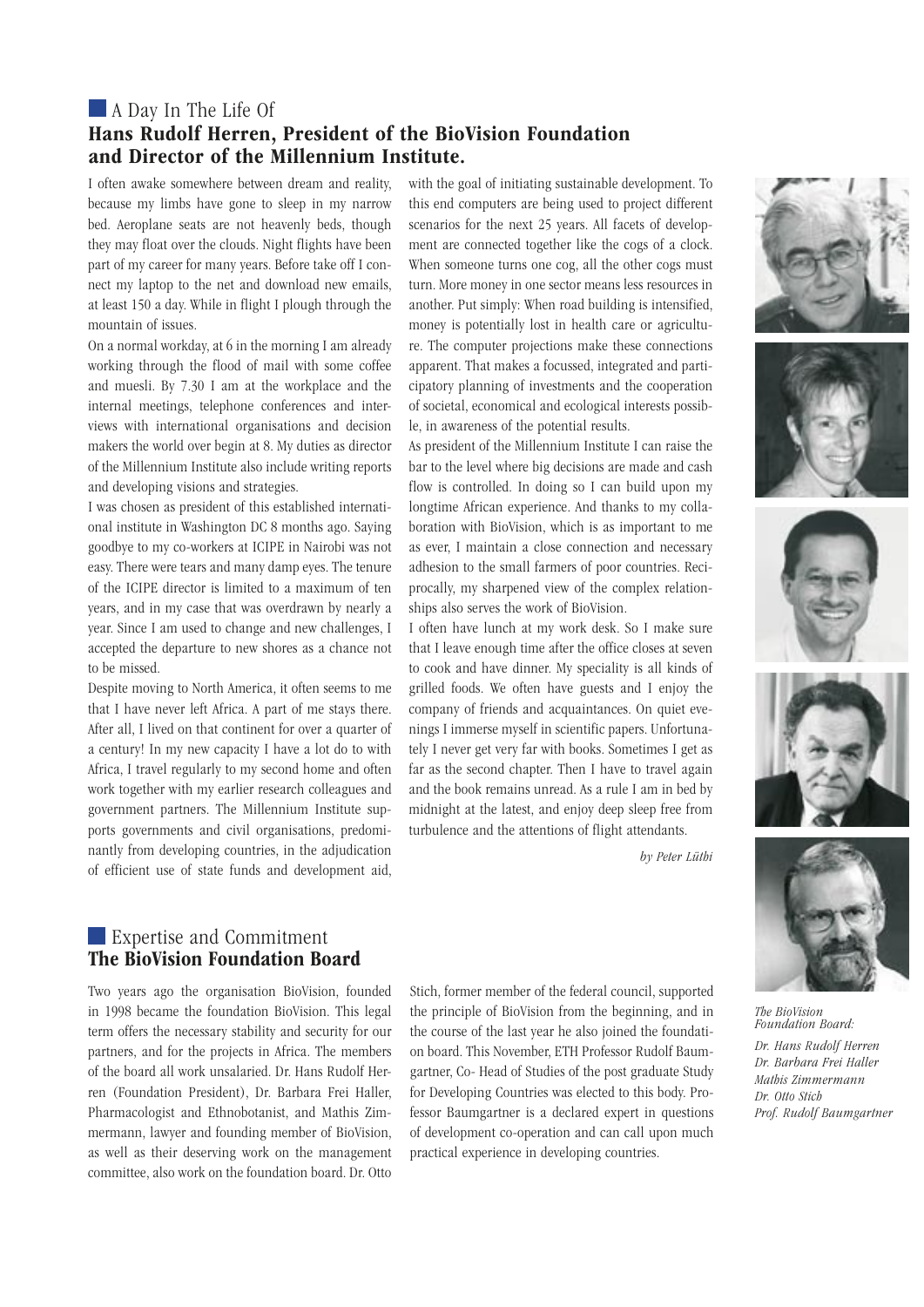## A Day In The Life Of
## **Hans Rudolf Herren, President of the BioVision Foundation and Director of the Millennium Institute.**

I often awake somewhere between dream and reality, because my limbs have gone to sleep in my narrow bed. Aeroplane seats are not heavenly beds, though they may float over the clouds. Night flights have been part of my career for many years. Before take off I connect my laptop to the net and download new emails, at least 150 a day. While in flight I plough through the mountain of issues.

On a normal workday, at 6 in the morning I am already working through the flood of mail with some coffee and muesli. By 7.30 I am at the workplace and the internal meetings, telephone conferences and interviews with international organisations and decision makers the world over begin at 8. My duties as director of the Millennium Institute also include writing reports and developing visions and strategies.

I was chosen as president of this established international institute in Washington DC 8 months ago. Saying goodbye to my co-workers at ICIPE in Nairobi was not easy. There were tears and many damp eyes. The tenure of the ICIPE director is limited to a maximum of ten years, and in my case that was overdrawn by nearly a year. Since I am used to change and new challenges, I accepted the departure to new shores as a chance not to be missed.

Despite moving to North America, it often seems to me that I have never left Africa. A part of me stays there. After all, I lived on that continent for over a quarter of a century! In my new capacity I have a lot do to with Africa, I travel regularly to my second home and often work together with my earlier research colleagues and government partners. The Millennium Institute supports governments and civil organisations, predominantly from developing countries, in the adjudication of efficient use of state funds and development aid, with the goal of initiating sustainable development. To this end computers are being used to project different scenarios for the next 25 years. All facets of development are connected together like the cogs of a clock. When someone turns one cog, all the other cogs must turn. More money in one sector means less resources in another. Put simply: When road building is intensified, money is potentially lost in health care or agriculture. The computer projections make these connections apparent. That makes a focussed, integrated and participatory planning of investments and the cooperation of societal, economical and ecological interests possible, in awareness of the potential results.

As president of the Millennium Institute I can raise the bar to the level where big decisions are made and cash flow is controlled. In doing so I can build upon my longtime African experience. And thanks to my collaboration with BioVision, which is as important to me as ever, I maintain a close connection and necessary adhesion to the small farmers of poor countries. Reciprocally, my sharpened view of the complex relationships also serves the work of BioVision.

I often have lunch at my work desk. So I make sure that I leave enough time after the office closes at seven to cook and have dinner. My speciality is all kinds of grilled foods. We often have guests and I enjoy the company of friends and acquaintances. On quiet evenings I immerse myself in scientific papers. Unfortunately I never get very far with books. Sometimes I get as far as the second chapter. Then I have to travel again and the book remains unread. As a rule I am in bed by midnight at the latest, and enjoy deep sleep free from turbulence and the attentions of flight attendants.

*by Peter Lüthi*

## Expertise and Commitment
## **The BioVision Foundation Board**

Two years ago the organisation BioVision, founded in 1998 became the foundation BioVision. This legal term offers the necessary stability and security for our partners, and for the projects in Africa. The members of the board all work unsalaried. Dr. Hans Rudolf Herren (Foundation President), Dr. Barbara Frei Haller, Pharmacologist and Ethnobotanist, and Mathis Zimmermann, lawyer and founding member of BioVision, as well as their deserving work on the management committee, also work on the foundation board. Dr. Otto Stich, former member of the federal council, supported the principle of BioVision from the beginning, and in the course of the last year he also joined the foundation board. This November, ETH Professor Rudolf Baumgartner, Co- Head of Studies of the post graduate Study for Developing Countries was elected to this body. Professor Baumgartner is a declared expert in questions of development co-operation and can call upon much practical experience in developing countries.

*The BioVision Foundation Board:*

*Dr. Hans Rudolf Herren*
*Dr. Barbara Frei Haller*
*Mathis Zimmermann*
*Dr. Otto Stich*
*Prof. Rudolf Baumgartner*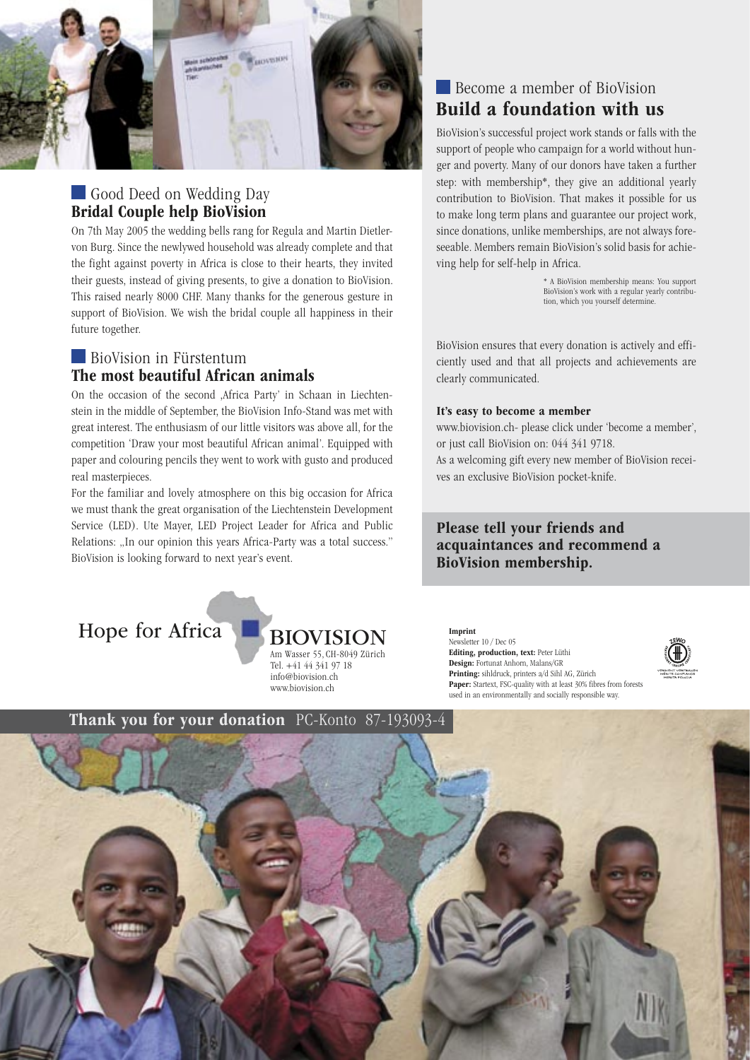## Good Deed on Wedding Day
### Bridal Couple help BioVision

On 7th May 2005 the wedding bells rang for Regula and Martin Dietler-von Burg. Since the newlywed household was already complete and that the fight against poverty in Africa is close to their hearts, they invited their guests, instead of giving presents, to give a donation to BioVision. This raised nearly 8000 CHF. Many thanks for the generous gesture in support of BioVision. We wish the bridal couple all happiness in their future together.

## BioVision in Fürstentum
### The most beautiful African animals

On the occasion of the second ‚Africa Party' in Schaan in Liechtenstein in the middle of September, the BioVision Info-Stand was met with great interest. The enthusiasm of our little visitors was above all, for the competition 'Draw your most beautiful African animal'. Equipped with paper and colouring pencils they went to work with gusto and produced real masterpieces.

For the familiar and lovely atmosphere on this big occasion for Africa we must thank the great organisation of the Liechtenstein Development Service (LED). Ute Mayer, LED Project Leader for Africa and Public Relations: „In our opinion this years Africa-Party was a total success." BioVision is looking forward to next year's event.

## Become a member of BioVision
### Build a foundation with us

BioVision's successful project work stands or falls with the support of people who campaign for a world without hunger and poverty. Many of our donors have taken a further step: with membership*, they give an additional yearly contribution to BioVision. That makes it possible for us to make long term plans and guarantee our project work, since donations, unlike memberships, are not always foreseeable. Members remain BioVision's solid basis for achieving help for self-help in Africa.

\* A BioVision membership means: You support BioVision's work with a regular yearly contribution, which you yourself determine.

BioVision ensures that every donation is actively and efficiently used and that all projects and achievements are clearly communicated.

**It's easy to become a member**

www.biovision.ch- please click under 'become a member', or just call BioVision on: 044 341 9718.

As a welcoming gift every new member of BioVision receives an exclusive BioVision pocket-knife.

**Please tell your friends and acquaintances and recommend a BioVision membership.**

Hope for Africa **BIOVISION**
Am Wasser 55, CH-8049 Zürich
Tel. +41 44 341 97 18
info@biovision.ch
www.biovision.ch

**Imprint**
Newsletter 10 / Dec 05
**Editing, production, text:** Peter Lüthi
**Design:** Fortunat Anhorn, Malans/GR
**Printing:** sihldruck, printers a/d Sihl AG, Zürich
**Paper:** Startext, FSC-quality with at least 30% fibres from forests used in an environmentally and socially responsible way.

**Thank you for your donation** PC-Konto 87-193093-4